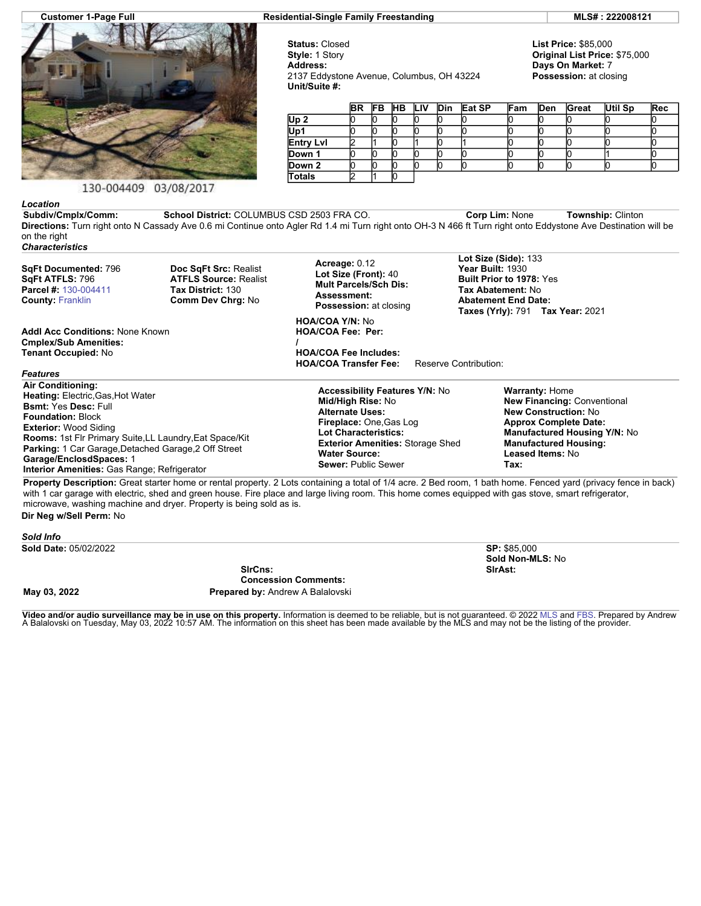**Customer 1-Page Full** | **Residential-Single Family Freestanding** | **MLS# : 222008121**

130-004409 03/08/2017

**Status:** Closed
**Style:** 1 Story
**Address:**
2137 Eddystone Avenue, Columbus, OH 43224
**Unit/Suite #:**

**List Price:** $85,000
**Original List Price:** $75,000
**Days On Market:** 7
**Possession:** at closing

| | BR | FB | HB | LIV | Din | Eat SP | Fam | Den | Great | Util Sp | Rec |
|---|---|---|---|---|---|---|---|---|---|---|---|
| **Up 2** | 0 | 0 | 0 | 0 | 0 | 0 | 0 | 0 | 0 | 0 | 0 |
| **Up1** | 0 | 0 | 0 | 0 | 0 | 0 | 0 | 0 | 0 | 0 | 0 |
| **Entry Lvl** | 2 | 1 | 0 | 1 | 0 | 1 | 0 | 0 | 0 | 0 | 0 |
| **Down 1** | 0 | 0 | 0 | 0 | 0 | 0 | 0 | 0 | 0 | 1 | 0 |
| **Down 2** | 0 | 0 | 0 | 0 | 0 | 0 | 0 | 0 | 0 | 0 | 0 |
| **Totals** | 2 | 1 | 0 | | | | | | | | |

### *Location*

**Subdiv/Cmplx/Comm:** **School District:** COLUMBUS CSD 2503 FRA CO. **Corp Lim:** None **Township:** Clinton

**Directions:** Turn right onto N Cassady Ave 0.6 mi Continue onto Agler Rd 1.4 mi Turn right onto OH-3 N 466 ft Turn right onto Eddystone Ave Destination will be on the right

### *Characteristics*

**SqFt Documented:** 796
**SqFt ATFLS:** 796
**Parcel #:** 130-004411
**County:** Franklin

**Doc SqFt Src:** Realist
**ATFLS Source:** Realist
**Tax District:** 130
**Comm Dev Chrg:** No

**Acreage:** 0.12
**Lot Size (Front):** 40
**Mult Parcels/Sch Dis:**
**Assessment:**
**Possession:** at closing

**Lot Size (Side):** 133
**Year Built:** 1930
**Built Prior to 1978:** Yes
**Tax Abatement:** No
**Abatement End Date:**
**Taxes (Yrly):** 791 **Tax Year:** 2021

**Addl Acc Conditions:** None Known
**Cmplex/Sub Amenities:**
**Tenant Occupied:** No

**HOA/COA Y/N:** No
**HOA/COA Fee: Per:**
**/**
**HOA/COA Fee Includes:**
**HOA/COA Transfer Fee:** Reserve Contribution:

### *Features*

**Air Conditioning:**
**Heating:** Electric,Gas,Hot Water
**Bsmt:** Yes **Desc:** Full
**Foundation:** Block
**Exterior:** Wood Siding
**Rooms:** 1st Flr Primary Suite,LL Laundry,Eat Space/Kit
**Parking:** 1 Car Garage,Detached Garage,2 Off Street
**Garage/EnclosdSpaces:** 1
**Interior Amenities:** Gas Range; Refrigerator

**Accessibility Features Y/N:** No
**Mid/High Rise:** No
**Alternate Uses:**
**Fireplace:** One,Gas Log
**Lot Characteristics:**
**Exterior Amenities:** Storage Shed
**Water Source:**
**Sewer:** Public Sewer

**Warranty:** Home
**New Financing:** Conventional
**New Construction:** No
**Approx Complete Date:**
**Manufactured Housing Y/N:** No
**Manufactured Housing:**
**Leased Items:** No
**Tax:**

**Property Description:** Great starter home or rental property. 2 Lots containing a total of 1/4 acre. 2 Bed room, 1 bath home. Fenced yard (privacy fence in back) with 1 car garage with electric, shed and green house. Fire place and large living room. This home comes equipped with gas stove, smart refrigerator, microwave, washing machine and dryer. Property is being sold as is.

**Dir Neg w/Sell Perm:** No

### *Sold Info*

**Sold Date:** 05/02/2022

**SP:** $85,000
**Sold Non-MLS:** No
**SlrAst:**

**SlrCns:**
**Concession Comments:**

**May 03, 2022** **Prepared by:** Andrew A Balalovski

**Video and/or audio surveillance may be in use on this property.** Information is deemed to be reliable, but is not guaranteed. © 2022 MLS and FBS. Prepared by Andrew A Balalovski on Tuesday, May 03, 2022 10:57 AM. The information on this sheet has been made available by the MLS and may not be the listing of the provider.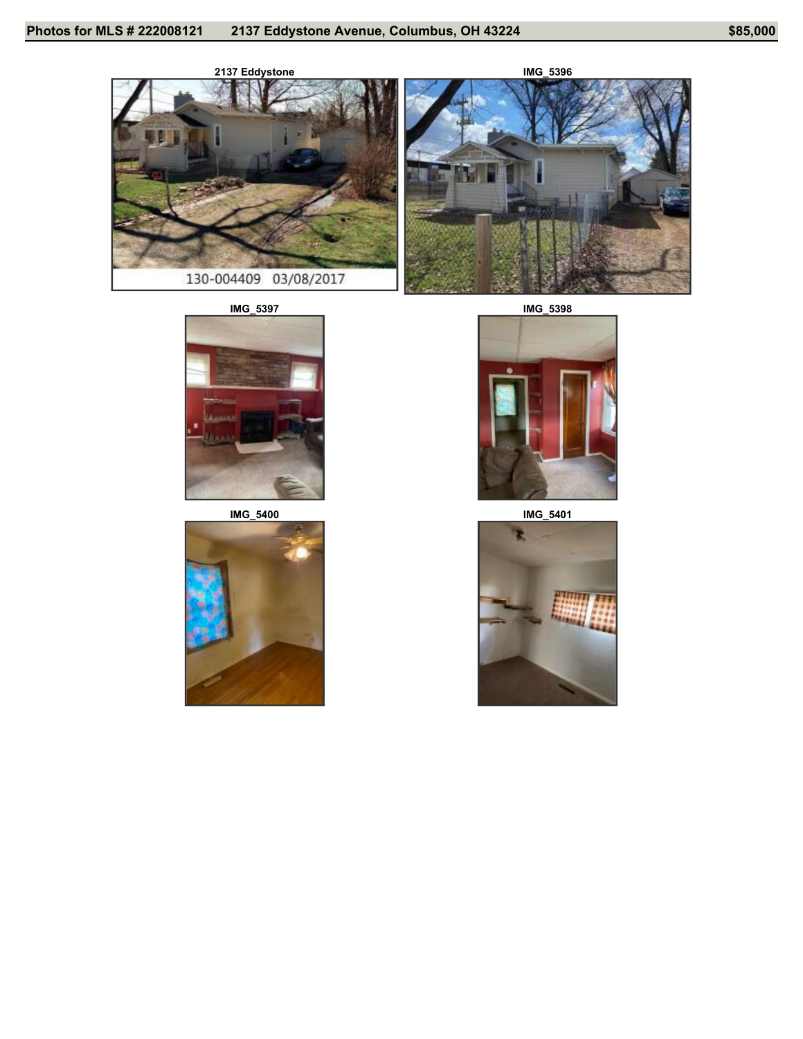**Photos for MLS # 222008121 — 2137 Eddystone Avenue, Columbus, OH 43224 — $85,000**

2137 Eddystone

130-004409 03/08/2017

IMG_5396

IMG_5397

IMG_5398

IMG_5400

IMG_5401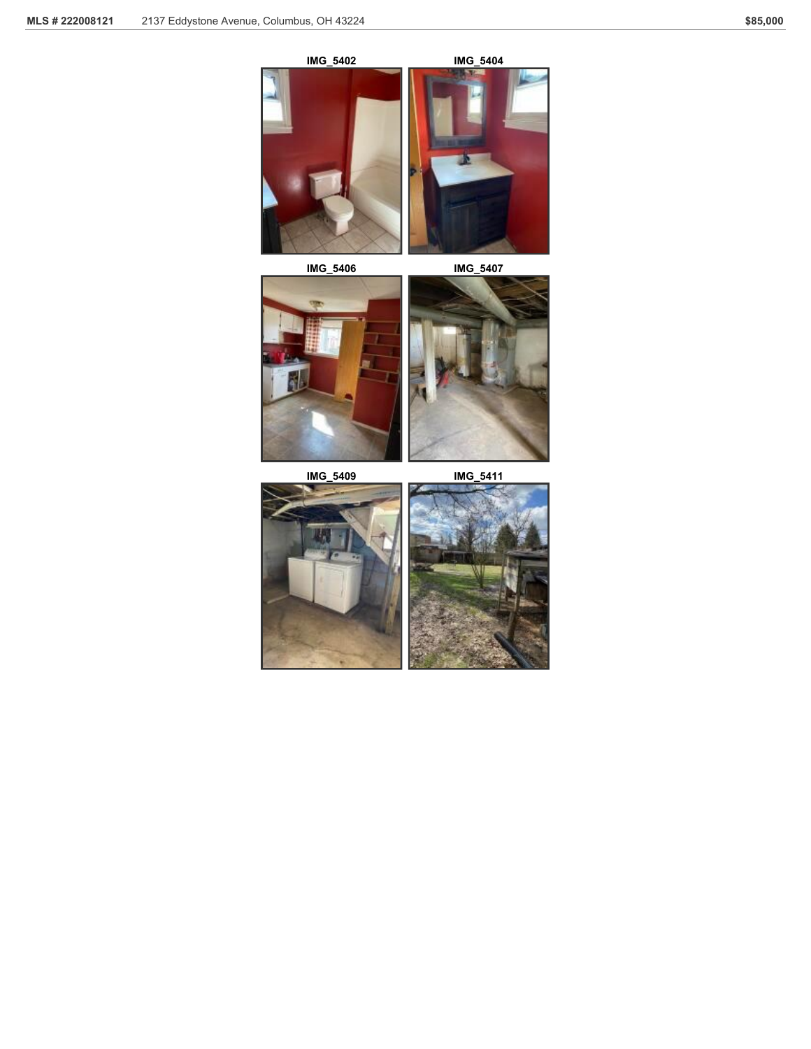IMG_5402

IMG_5404

IMG_5406

IMG_5407

IMG_5409

IMG_5411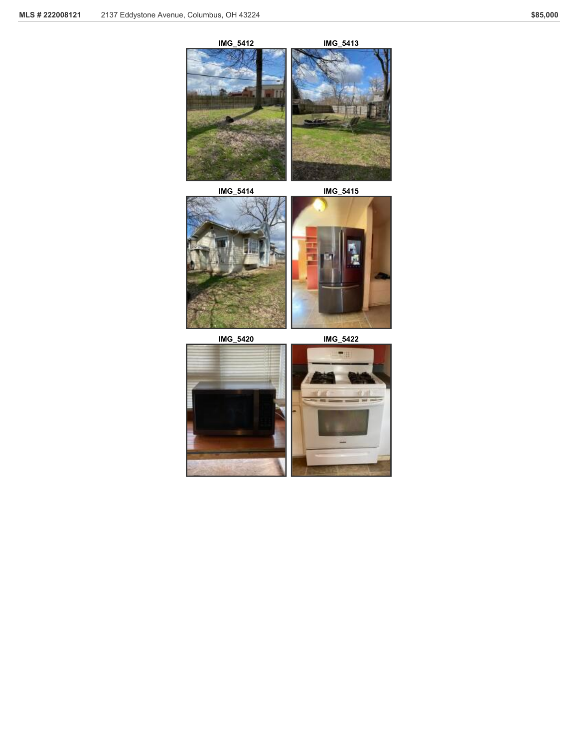IMG_5412

IMG_5413

IMG_5414

IMG_5415

IMG_5420

IMG_5422